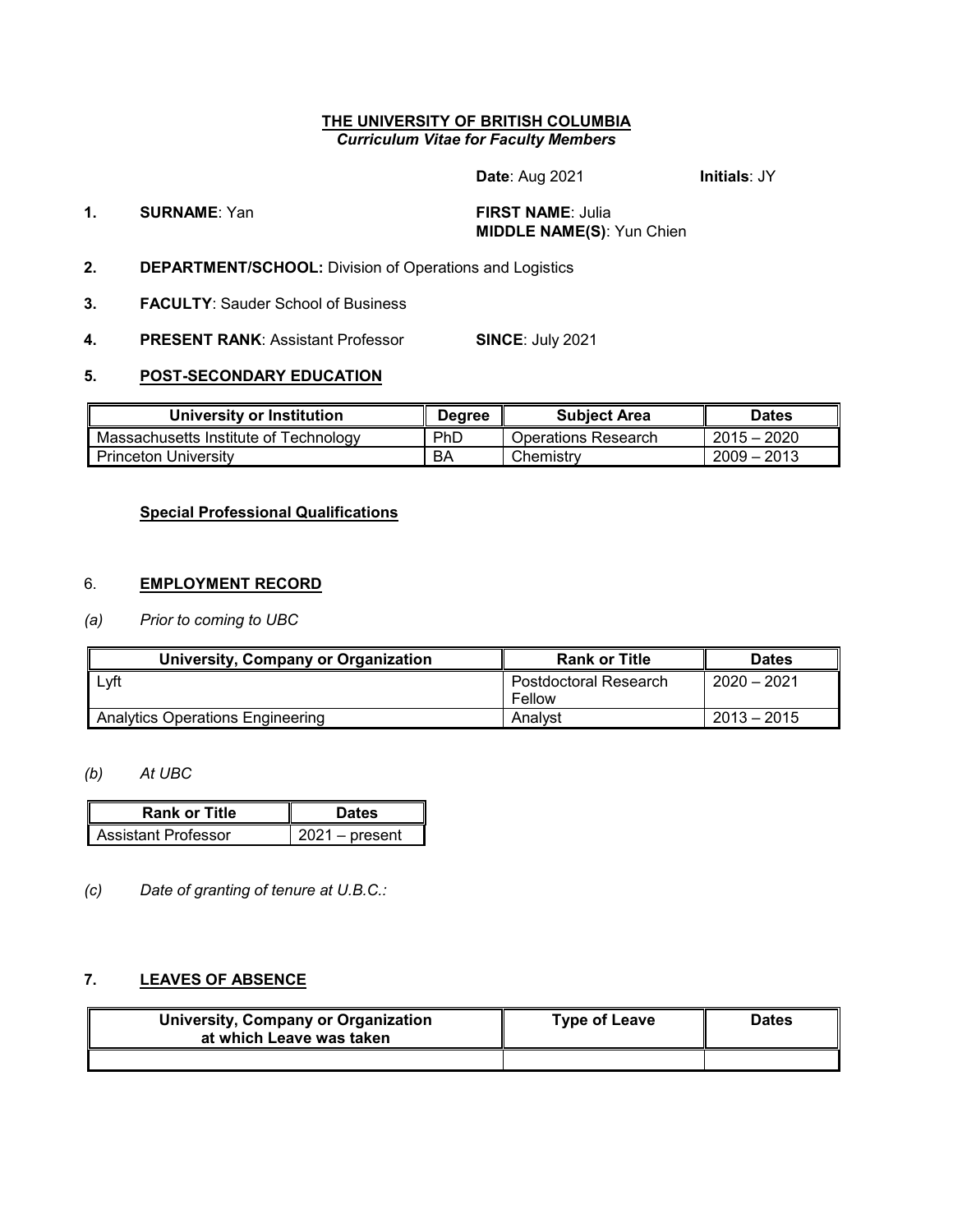**THE UNIVERSITY OF BRITISH COLUMBIA**
***Curriculum Vitae for Faculty Members***

**Date**: Aug 2021 **Initials**: JY

**1. SURNAME**: Yan **FIRST NAME**: Julia
**MIDDLE NAME(S)**: Yun Chien

**2. DEPARTMENT/SCHOOL:** Division of Operations and Logistics

**3. FACULTY**: Sauder School of Business

**4. PRESENT RANK**: Assistant Professor **SINCE**: July 2021

## 5. POST-SECONDARY EDUCATION

| University or Institution | Degree | Subject Area | Dates |
|---|---|---|---|
| Massachusetts Institute of Technology | PhD | Operations Research | 2015 – 2020 |
| Princeton University | BA | Chemistry | 2009 – 2013 |

**Special Professional Qualifications**

## 6. EMPLOYMENT RECORD

*(a) Prior to coming to UBC*

| University, Company or Organization | Rank or Title | Dates |
|---|---|---|
| Lyft | Postdoctoral Research Fellow | 2020 – 2021 |
| Analytics Operations Engineering | Analyst | 2013 – 2015 |

*(b) At UBC*

| Rank or Title | Dates |
|---|---|
| Assistant Professor | 2021 – present |

*(c) Date of granting of tenure at U.B.C.:*

## 7. LEAVES OF ABSENCE

| University, Company or Organization at which Leave was taken | Type of Leave | Dates |
|---|---|---|
| | | |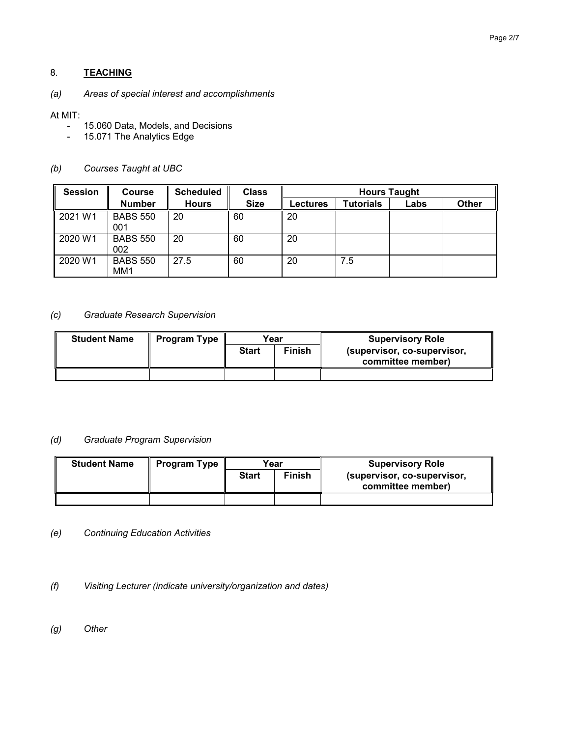## 8. TEACHING

*(a) Areas of special interest and accomplishments*

At MIT:

- 15.060 Data, Models, and Decisions
- 15.071 The Analytics Edge

*(b) Courses Taught at UBC*

| Session | Course Number | Scheduled Hours | Class Size | Hours Taught | | | |
|---|---|---|---|---|---|---|---|
| | | | | Lectures | Tutorials | Labs | Other |
| 2021 W1 | BABS 550 001 | 20 | 60 | 20 | | | |
| 2020 W1 | BABS 550 002 | 20 | 60 | 20 | | | |
| 2020 W1 | BABS 550 MM1 | 27.5 | 60 | 20 | 7.5 | | |

*(c) Graduate Research Supervision*

| Student Name | Program Type | Year | | Supervisory Role (supervisor, co-supervisor, committee member) |
|---|---|---|---|---|
| | | Start | Finish | |
| | | | | |

*(d) Graduate Program Supervision*

| Student Name | Program Type | Year | | Supervisory Role (supervisor, co-supervisor, committee member) |
|---|---|---|---|---|
| | | Start | Finish | |
| | | | | |

*(e) Continuing Education Activities*

*(f) Visiting Lecturer (indicate university/organization and dates)*

*(g) Other*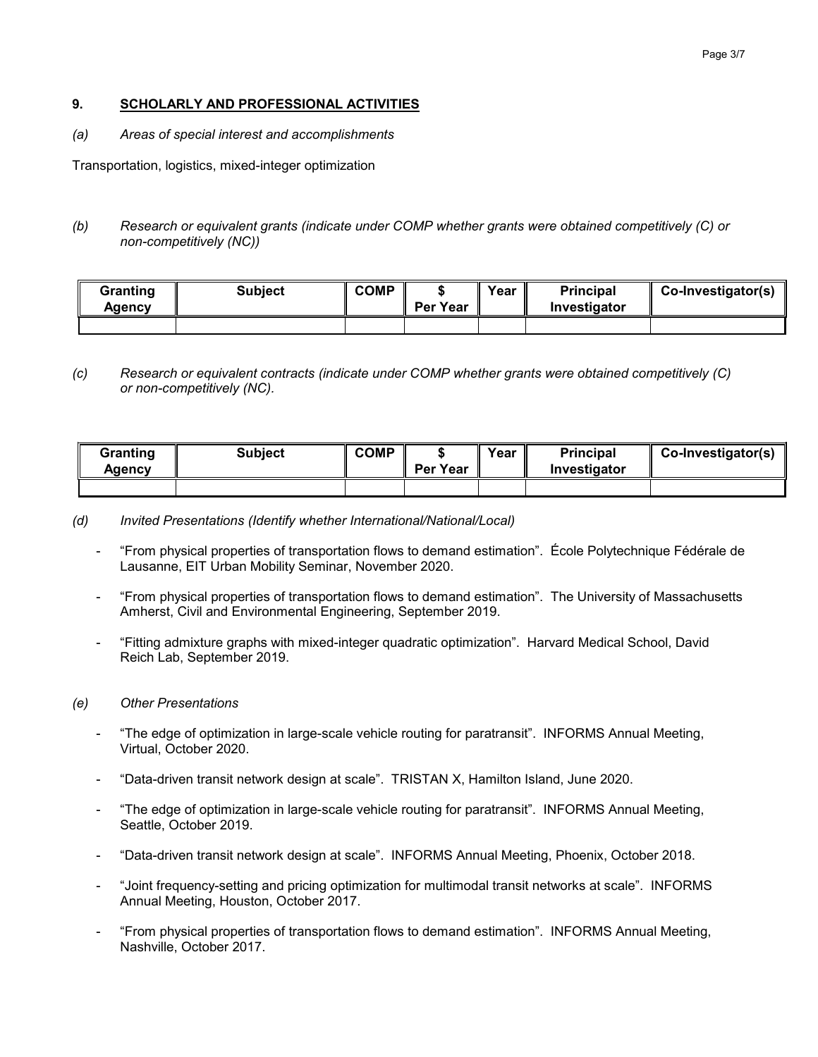## 9. SCHOLARLY AND PROFESSIONAL ACTIVITIES

*(a) Areas of special interest and accomplishments*

Transportation, logistics, mixed-integer optimization

*(b) Research or equivalent grants (indicate under COMP whether grants were obtained competitively (C) or non-competitively (NC))*

| Granting Agency | Subject | COMP | $ Per Year | Year | Principal Investigator | Co-Investigator(s) |
|---|---|---|---|---|---|---|
| | | | | | | |

*(c) Research or equivalent contracts (indicate under COMP whether grants were obtained competitively (C) or non-competitively (NC).*

| Granting Agency | Subject | COMP | $ Per Year | Year | Principal Investigator | Co-Investigator(s) |
|---|---|---|---|---|---|---|
| | | | | | | |

*(d) Invited Presentations (Identify whether International/National/Local)*

- "From physical properties of transportation flows to demand estimation". École Polytechnique Fédérale de Lausanne, EIT Urban Mobility Seminar, November 2020.
- "From physical properties of transportation flows to demand estimation". The University of Massachusetts Amherst, Civil and Environmental Engineering, September 2019.
- "Fitting admixture graphs with mixed-integer quadratic optimization". Harvard Medical School, David Reich Lab, September 2019.

*(e) Other Presentations*

- "The edge of optimization in large-scale vehicle routing for paratransit". INFORMS Annual Meeting, Virtual, October 2020.
- "Data-driven transit network design at scale". TRISTAN X, Hamilton Island, June 2020.
- "The edge of optimization in large-scale vehicle routing for paratransit". INFORMS Annual Meeting, Seattle, October 2019.
- "Data-driven transit network design at scale". INFORMS Annual Meeting, Phoenix, October 2018.
- "Joint frequency-setting and pricing optimization for multimodal transit networks at scale". INFORMS Annual Meeting, Houston, October 2017.
- "From physical properties of transportation flows to demand estimation". INFORMS Annual Meeting, Nashville, October 2017.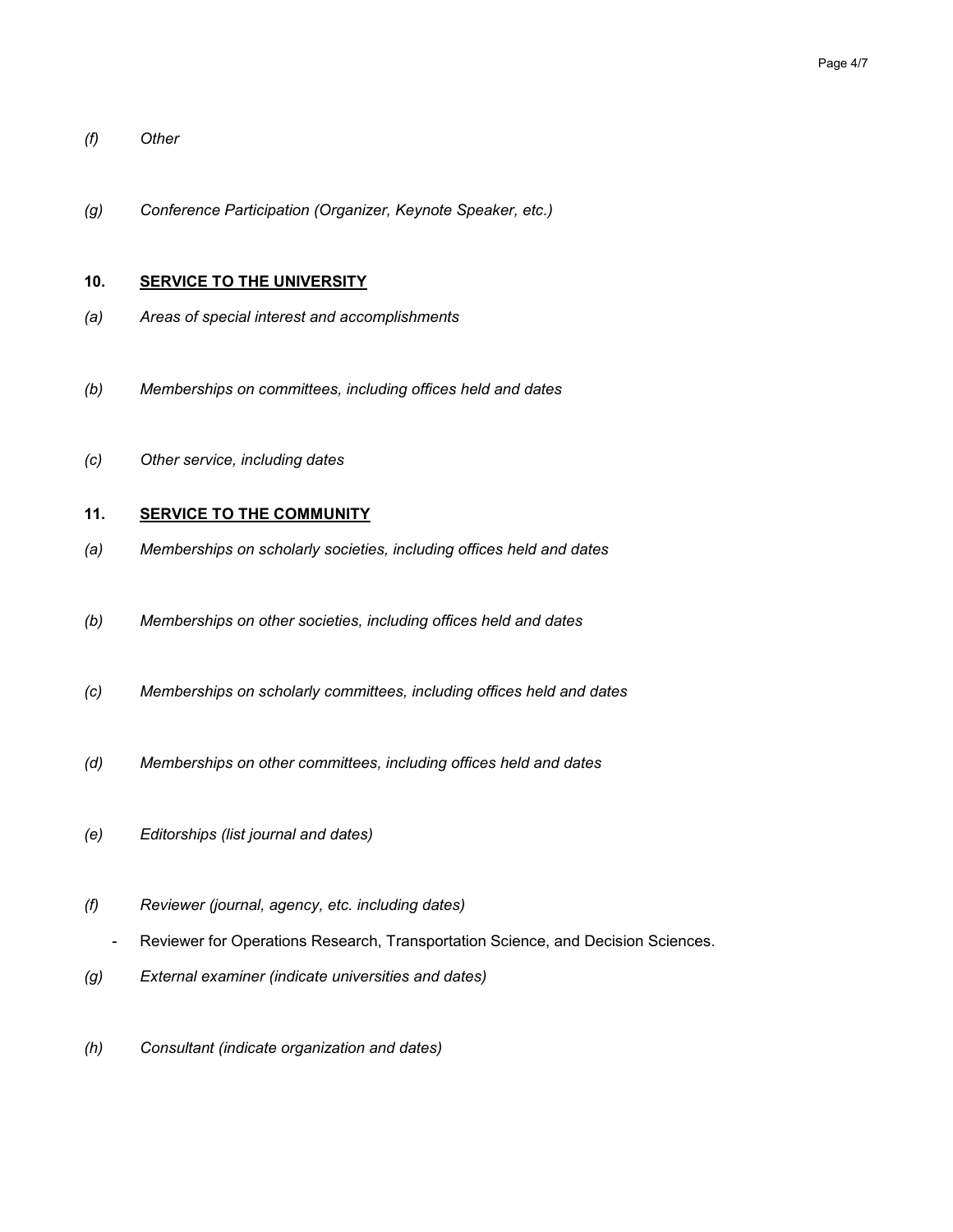*(f) Other*

*(g) Conference Participation (Organizer, Keynote Speaker, etc.)*

## 10. SERVICE TO THE UNIVERSITY

*(a) Areas of special interest and accomplishments*

*(b) Memberships on committees, including offices held and dates*

*(c) Other service, including dates*

## 11. SERVICE TO THE COMMUNITY

*(a) Memberships on scholarly societies, including offices held and dates*

*(b) Memberships on other societies, including offices held and dates*

*(c) Memberships on scholarly committees, including offices held and dates*

*(d) Memberships on other committees, including offices held and dates*

*(e) Editorships (list journal and dates)*

*(f) Reviewer (journal, agency, etc. including dates)*

- Reviewer for Operations Research, Transportation Science, and Decision Sciences.

*(g) External examiner (indicate universities and dates)*

*(h) Consultant (indicate organization and dates)*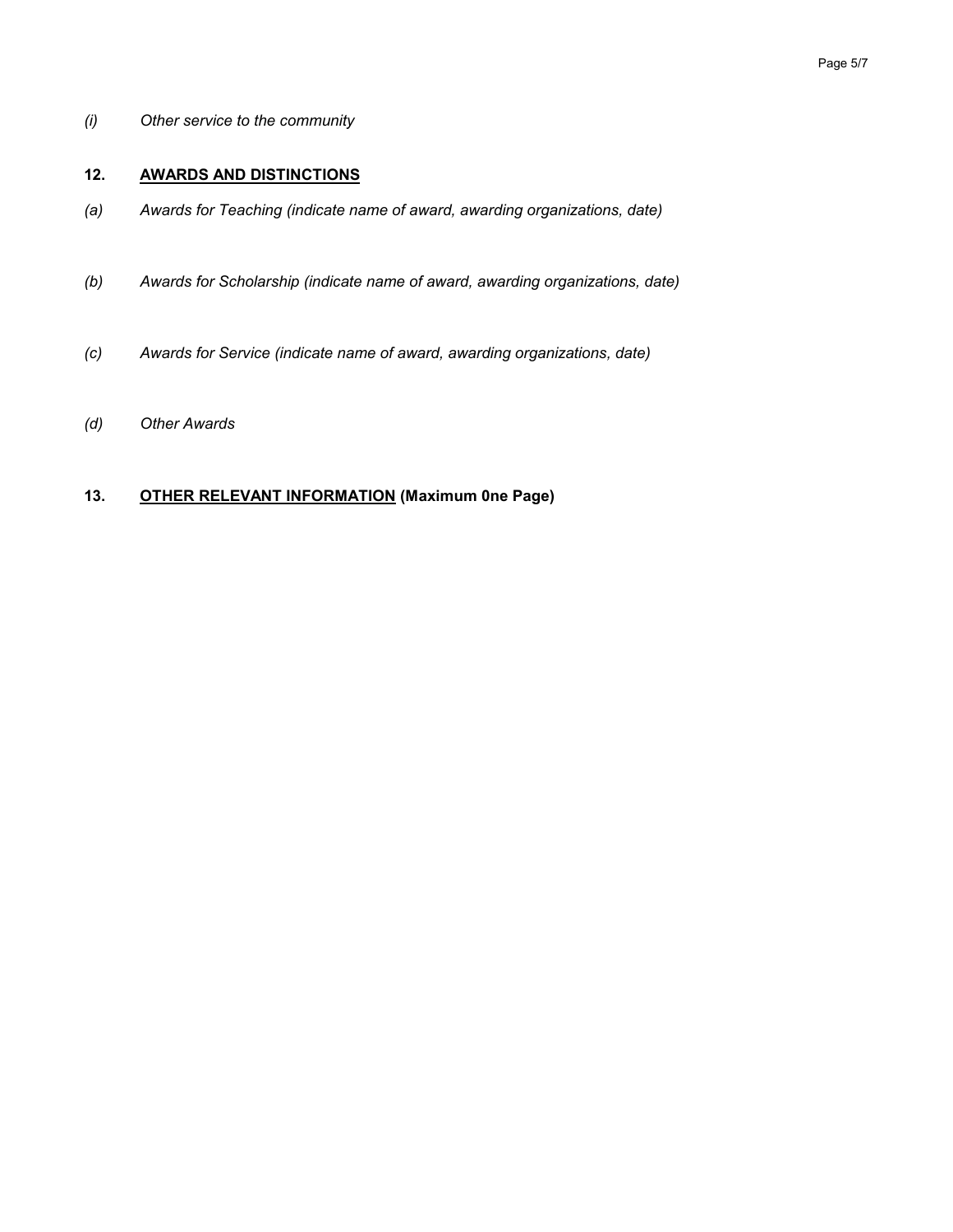*(i) Other service to the community*

## 12. AWARDS AND DISTINCTIONS

*(a) Awards for Teaching (indicate name of award, awarding organizations, date)*

*(b) Awards for Scholarship (indicate name of award, awarding organizations, date)*

*(c) Awards for Service (indicate name of award, awarding organizations, date)*

*(d) Other Awards*

## 13. OTHER RELEVANT INFORMATION (Maximum 0ne Page)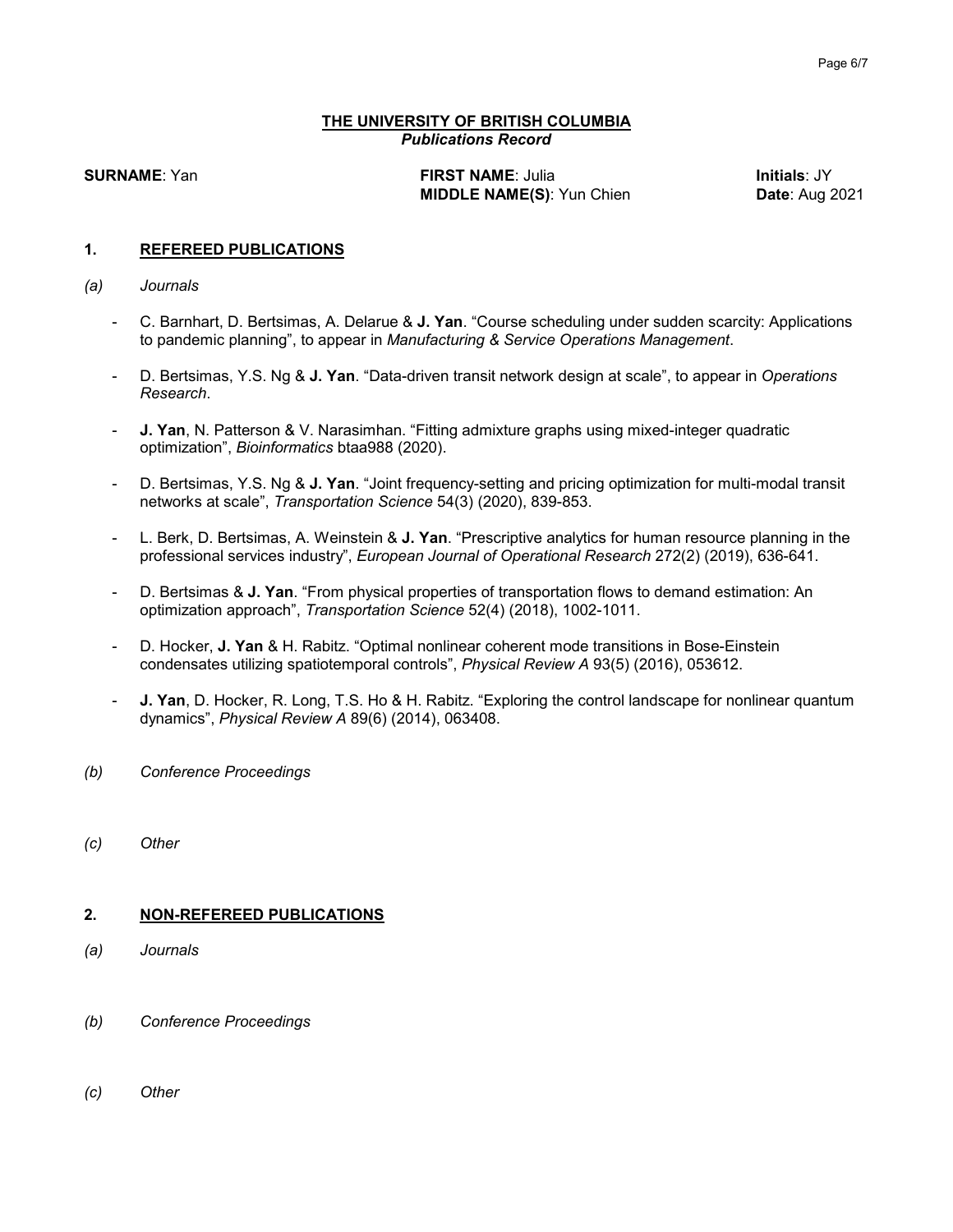**THE UNIVERSITY OF BRITISH COLUMBIA**
*Publications Record*

**SURNAME**: Yan  **FIRST NAME**: Julia  **Initials**: JY
**MIDDLE NAME(S)**: Yun Chien  **Date**: Aug 2021

## 1. REFEREED PUBLICATIONS

*(a) Journals*

- C. Barnhart, D. Bertsimas, A. Delarue & **J. Yan**. "Course scheduling under sudden scarcity: Applications to pandemic planning", to appear in *Manufacturing & Service Operations Management*.

- D. Bertsimas, Y.S. Ng & **J. Yan**. "Data-driven transit network design at scale", to appear in *Operations Research*.

- **J. Yan**, N. Patterson & V. Narasimhan. "Fitting admixture graphs using mixed-integer quadratic optimization", *Bioinformatics* btaa988 (2020).

- D. Bertsimas, Y.S. Ng & **J. Yan**. "Joint frequency-setting and pricing optimization for multi-modal transit networks at scale", *Transportation Science* 54(3) (2020), 839-853.

- L. Berk, D. Bertsimas, A. Weinstein & **J. Yan**. "Prescriptive analytics for human resource planning in the professional services industry", *European Journal of Operational Research* 272(2) (2019), 636-641.

- D. Bertsimas & **J. Yan**. "From physical properties of transportation flows to demand estimation: An optimization approach", *Transportation Science* 52(4) (2018), 1002-1011.

- D. Hocker, **J. Yan** & H. Rabitz. "Optimal nonlinear coherent mode transitions in Bose-Einstein condensates utilizing spatiotemporal controls", *Physical Review A* 93(5) (2016), 053612.

- **J. Yan**, D. Hocker, R. Long, T.S. Ho & H. Rabitz. "Exploring the control landscape for nonlinear quantum dynamics", *Physical Review A* 89(6) (2014), 063408.

*(b) Conference Proceedings*

*(c) Other*

## 2. NON-REFEREED PUBLICATIONS

*(a) Journals*

*(b) Conference Proceedings*

*(c) Other*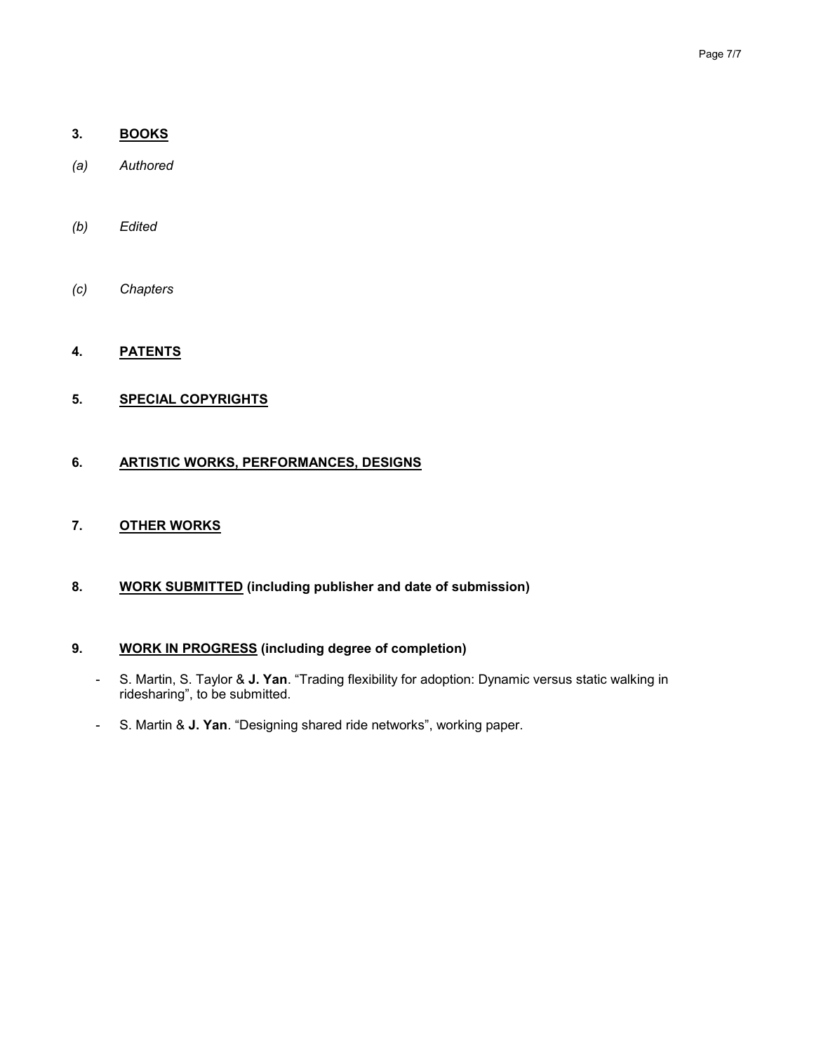## 3. BOOKS

*(a) Authored*

*(b) Edited*

*(c) Chapters*

## 4. PATENTS

## 5. SPECIAL COPYRIGHTS

## 6. ARTISTIC WORKS, PERFORMANCES, DESIGNS

## 7. OTHER WORKS

## 8. WORK SUBMITTED (including publisher and date of submission)

## 9. WORK IN PROGRESS (including degree of completion)

- S. Martin, S. Taylor & **J. Yan**. "Trading flexibility for adoption: Dynamic versus static walking in ridesharing", to be submitted.
- S. Martin & **J. Yan**. "Designing shared ride networks", working paper.